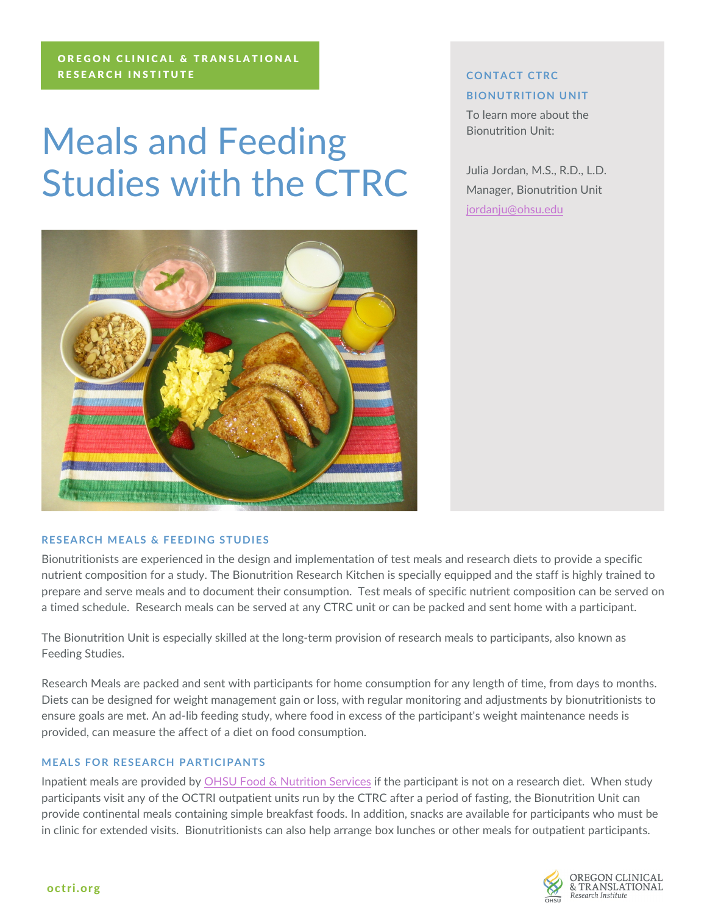OREGON CLINICAL & TRANSLATIONAL RESEARCH INSTITUTE

# Meals and Feeding Studies with the CTRC

## CONTACT CTRC BIONUTRITION UNIT

To learn more about the Bionutrition Unit:

Julia Jordan, M.S., R.D., L.D.
Manager, Bionutrition Unit
jordanju@ohsu.edu

## RESEARCH MEALS & FEEDING STUDIES

Bionutritionists are experienced in the design and implementation of test meals and research diets to provide a specific nutrient composition for a study. The Bionutrition Research Kitchen is specially equipped and the staff is highly trained to prepare and serve meals and to document their consumption. Test meals of specific nutrient composition can be served on a timed schedule. Research meals can be served at any CTRC unit or can be packed and sent home with a participant.

The Bionutrition Unit is especially skilled at the long-term provision of research meals to participants, also known as Feeding Studies.

Research Meals are packed and sent with participants for home consumption for any length of time, from days to months. Diets can be designed for weight management gain or loss, with regular monitoring and adjustments by bionutritionists to ensure goals are met. An ad-lib feeding study, where food in excess of the participant's weight maintenance needs is provided, can measure the affect of a diet on food consumption.

## MEALS FOR RESEARCH PARTICIPANTS

Inpatient meals are provided by OHSU Food & Nutrition Services if the participant is not on a research diet. When study participants visit any of the OCTRI outpatient units run by the CTRC after a period of fasting, the Bionutrition Unit can provide continental meals containing simple breakfast foods. In addition, snacks are available for participants who must be in clinic for extended visits. Bionutritionists can also help arrange box lunches or other meals for outpatient participants.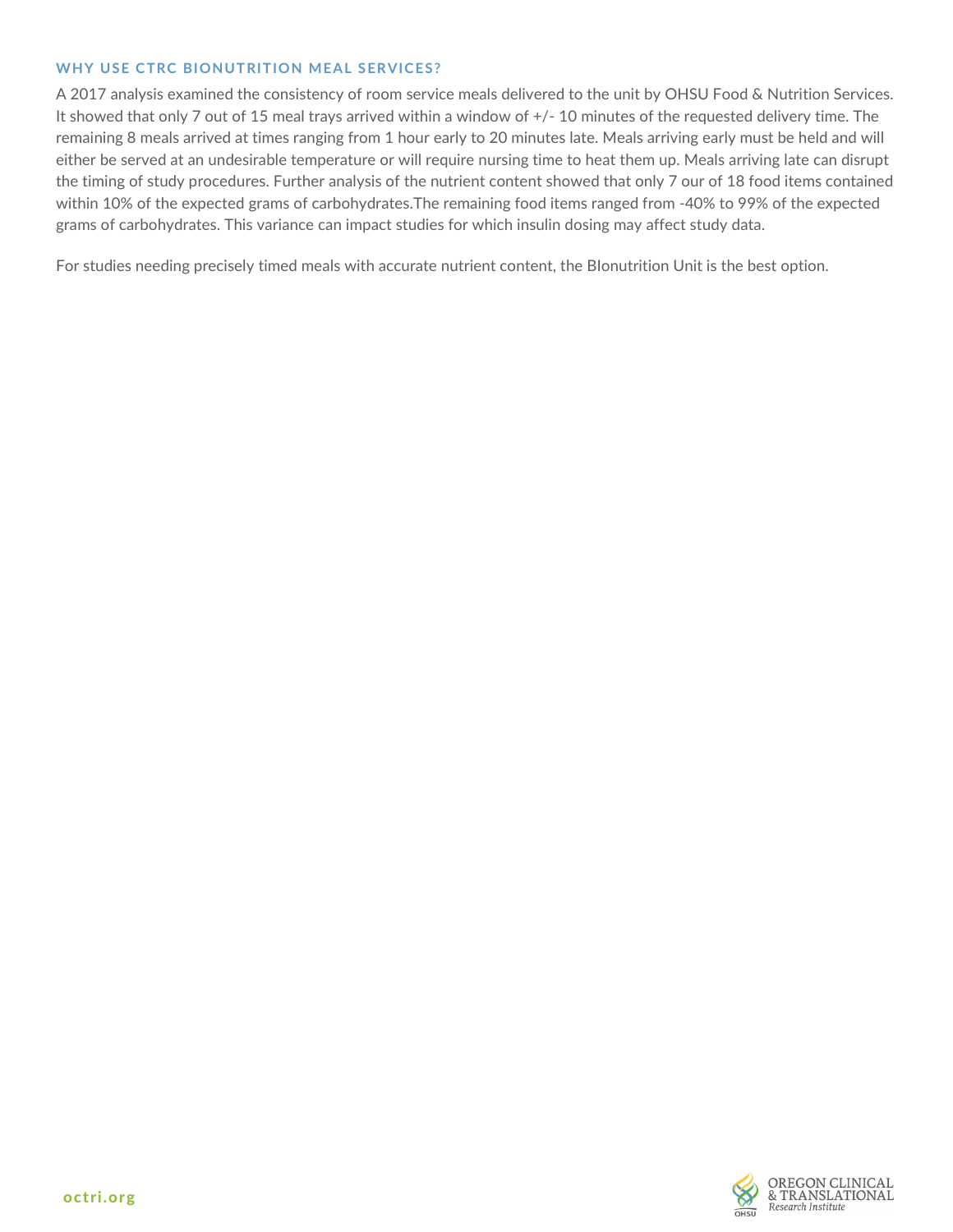### WHY USE CTRC BIONUTRITION MEAL SERVICES?

A 2017 analysis examined the consistency of room service meals delivered to the unit by OHSU Food & Nutrition Services. It showed that only 7 out of 15 meal trays arrived within a window of +/- 10 minutes of the requested delivery time. The remaining 8 meals arrived at times ranging from 1 hour early to 20 minutes late. Meals arriving early must be held and will either be served at an undesirable temperature or will require nursing time to heat them up. Meals arriving late can disrupt the timing of study procedures. Further analysis of the nutrient content showed that only 7 our of 18 food items contained within 10% of the expected grams of carbohydrates.The remaining food items ranged from -40% to 99% of the expected grams of carbohydrates. This variance can impact studies for which insulin dosing may affect study data.

For studies needing precisely timed meals with accurate nutrient content, the BIonutrition Unit is the best option.